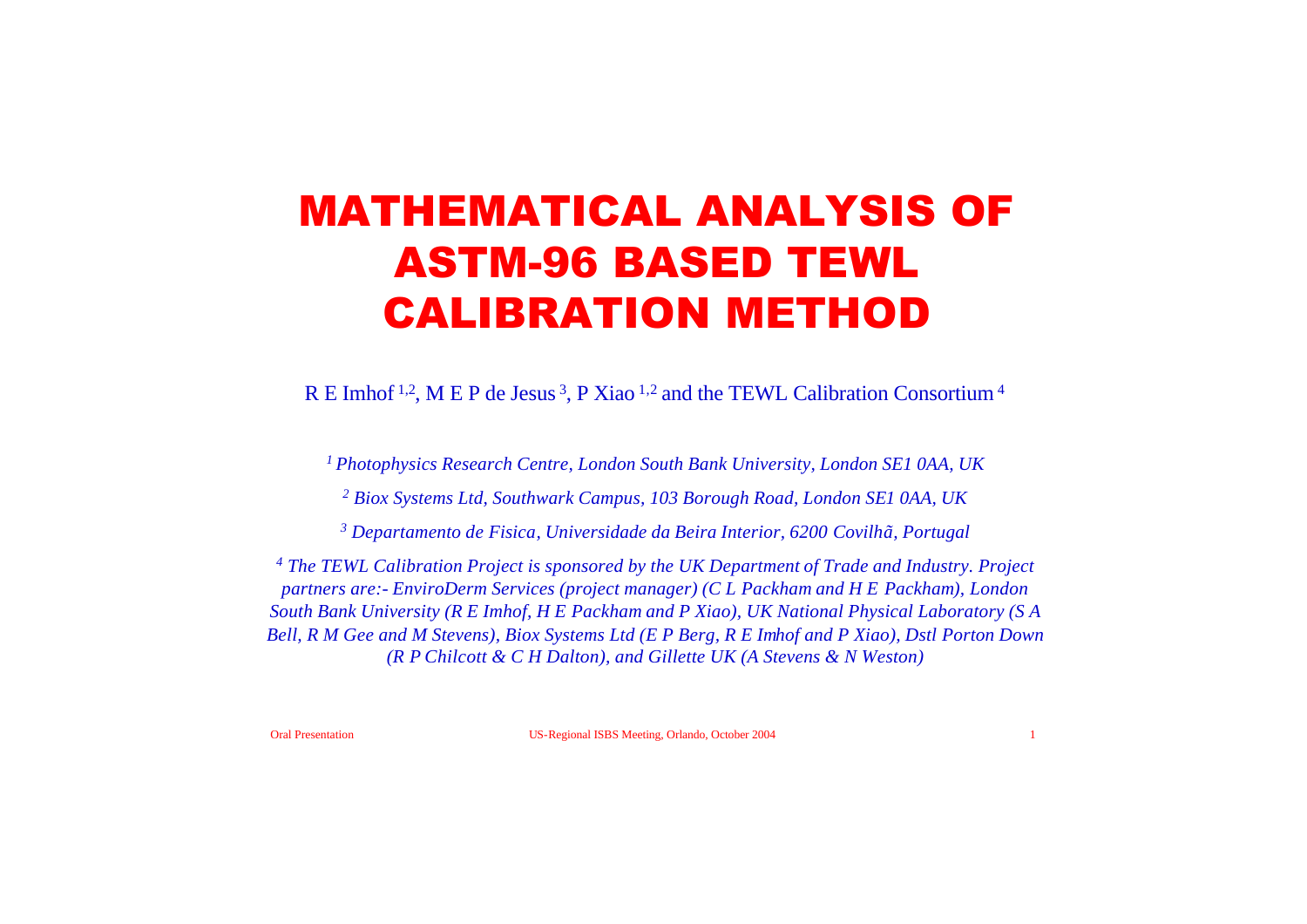# MATHEMATICAL ANALYSIS OF ASTM-96 BASED TEWL CALIBRATION METHOD

R E Imhof [1,2], M E P de Jesus [3], P Xiao [1,2] and the TEWL Calibration Consortium [4]

*[1] Photophysics Research Centre, London South Bank University, London SE1 0AA, UK*

*[2] Biox Systems Ltd, Southwark Campus, 103 Borough Road, London SE1 0AA, UK*

*[3] Departamento de Fisica, Universidade da Beira Interior, 6200 Covilhã, Portugal*

*[4] The TEWL Calibration Project is sponsored by the UK Department of Trade and Industry. Project partners are:- EnviroDerm Services (project manager) (C L Packham and H E Packham), London South Bank University (R E Imhof, H E Packham and P Xiao), UK National Physical Laboratory (S A Bell, R M Gee and M Stevens), Biox Systems Ltd (E P Berg, R E Imhof and P Xiao), Dstl Porton Down (R P Chilcott & C H Dalton), and Gillette UK (A Stevens & N Weston)*

Oral Presentation — US-Regional ISBS Meeting, Orlando, October 2004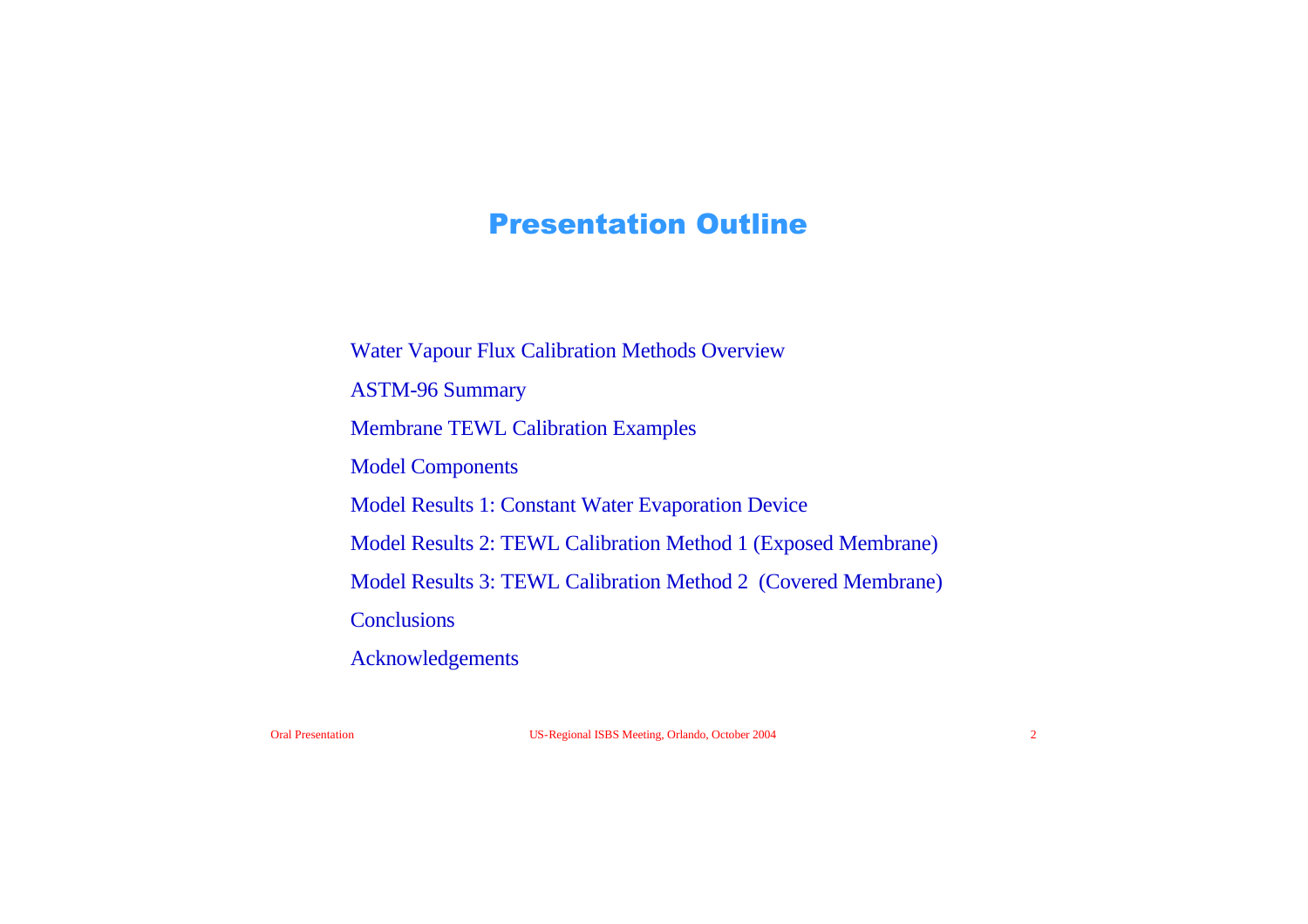# Presentation Outline

- Water Vapour Flux Calibration Methods Overview
- ASTM-96 Summary
- Membrane TEWL Calibration Examples
- Model Components
- Model Results 1: Constant Water Evaporation Device
- Model Results 2: TEWL Calibration Method 1 (Exposed Membrane)
- Model Results 3: TEWL Calibration Method 2 (Covered Membrane)
- Conclusions
- Acknowledgements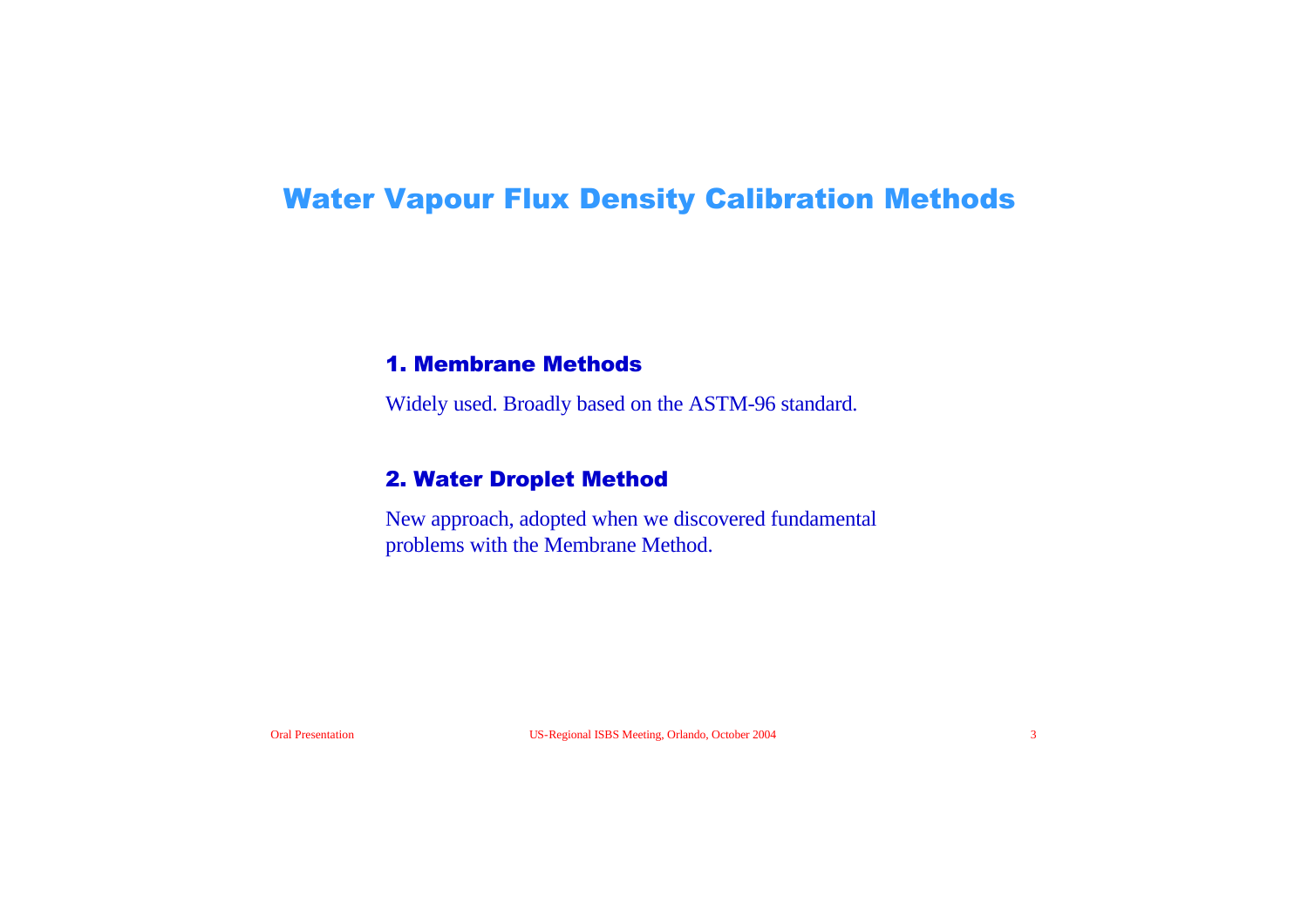# Water Vapour Flux Density Calibration Methods

## 1. Membrane Methods

Widely used. Broadly based on the ASTM-96 standard.

## 2. Water Droplet Method

New approach, adopted when we discovered fundamental problems with the Membrane Method.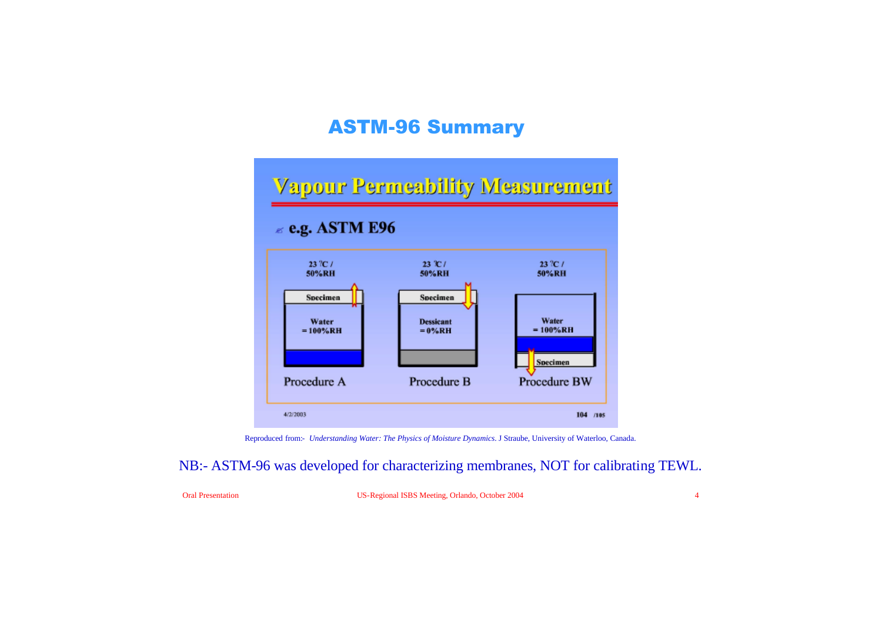# ASTM-96 Summary

## Vapour Permeability Measurement

- e.g. ASTM E96

| 23 °C / 50%RH | 23 °C / 50%RH | 23 °C / 50%RH |
| --- | --- | --- |
| Specimen | Specimen | Water = 100%RH |
| Water = 100%RH | Dessicant = 0%RH | Specimen |
| Procedure A | Procedure B | Procedure BW |

4/2/2003 104 /105

Reproduced from:- *Understanding Water: The Physics of Moisture Dynamics*. J Straube, University of Waterloo, Canada.

NB:- ASTM-96 was developed for characterizing membranes, NOT for calibrating TEWL.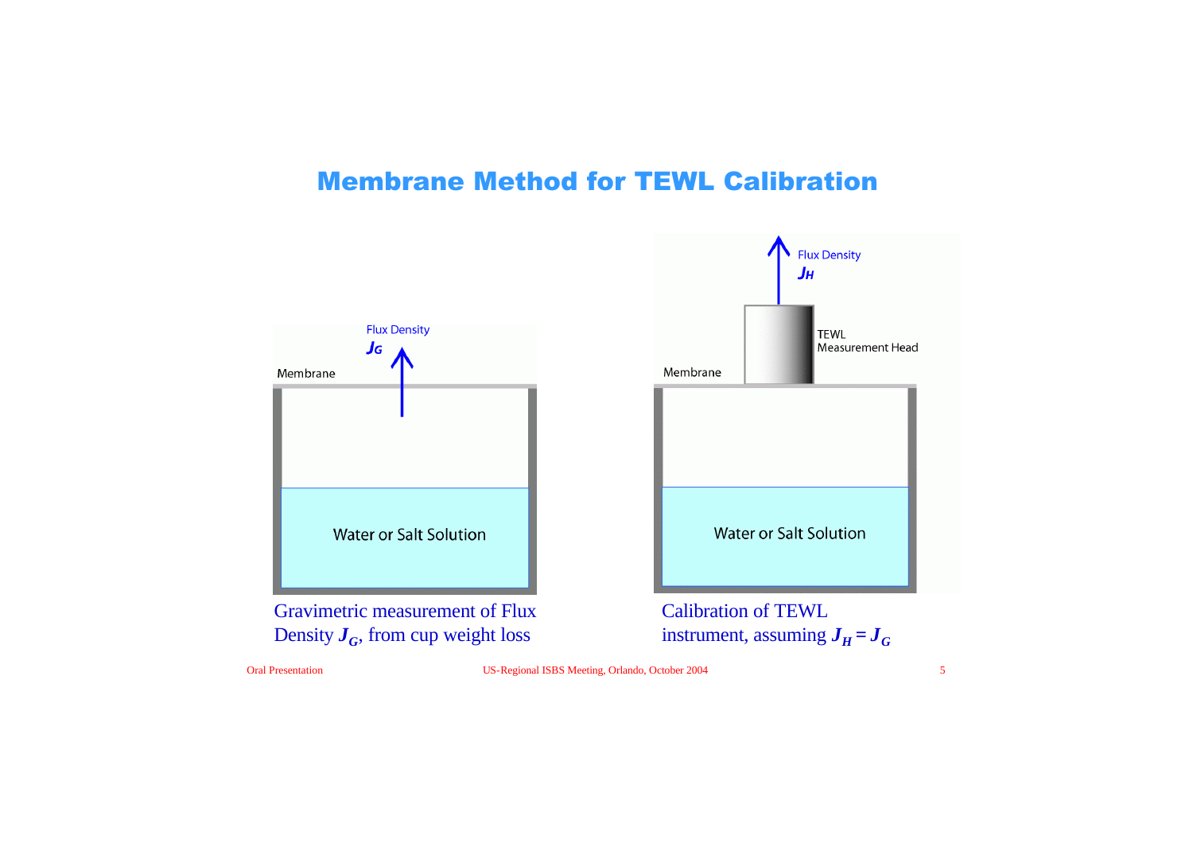# Membrane Method for TEWL Calibration

Flux Density $J_G$

Membrane

Water or Salt Solution

Gravimetric measurement of Flux Density $J_G$, from cup weight loss

Flux Density $J_H$

TEWL Measurement Head

Membrane

Water or Salt Solution

Calibration of TEWL instrument, assuming $J_H = J_G$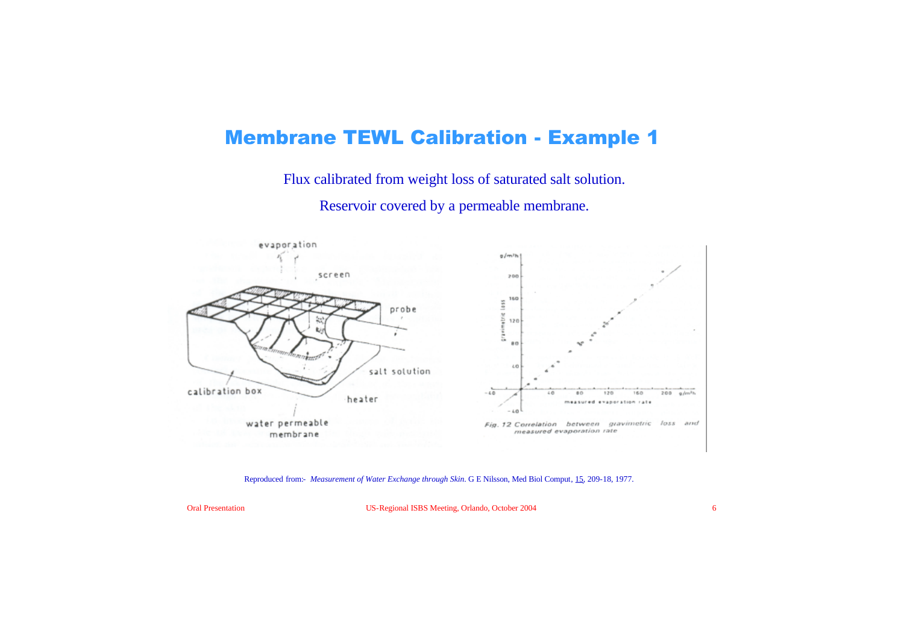# Membrane TEWL Calibration - Example 1

Flux calibrated from weight loss of saturated salt solution.

Reservoir covered by a permeable membrane.

evaporation

screen

probe

salt solution

calibration box

heater

water permeable membrane

Fig. 12 Correlation between gravimetric loss and measured evaporation rate

Reproduced from:- *Measurement of Water Exchange through Skin*. G E Nilsson, Med Biol Comput, 15, 209-18, 1977.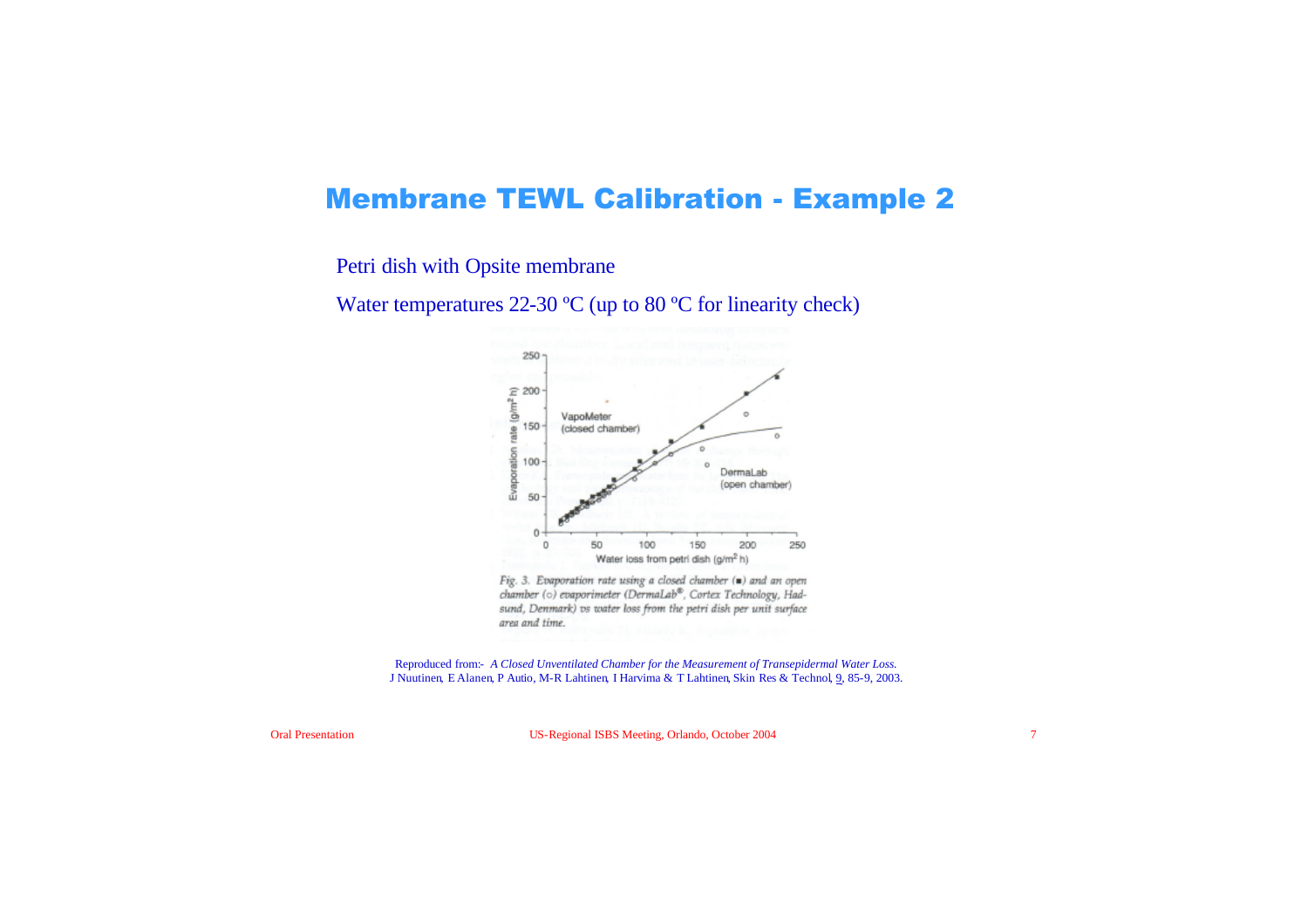# Membrane TEWL Calibration - Example 2

Petri dish with Opsite membrane

Water temperatures 22-30 ºC (up to 80 ºC for linearity check)

*Fig. 3. Evaporation rate using a closed chamber (■) and an open chamber (○) evaporimeter (DermaLab®, Cortex Technology, Hadsund, Denmark) vs water loss from the petri dish per unit surface area and time.*

Reproduced from:- *A Closed Unventilated Chamber for the Measurement of Transepidermal Water Loss.* J Nuutinen, E Alanen, P Autio, M-R Lahtinen, I Harvima & T Lahtinen, Skin Res & Technol, 9, 85-9, 2003.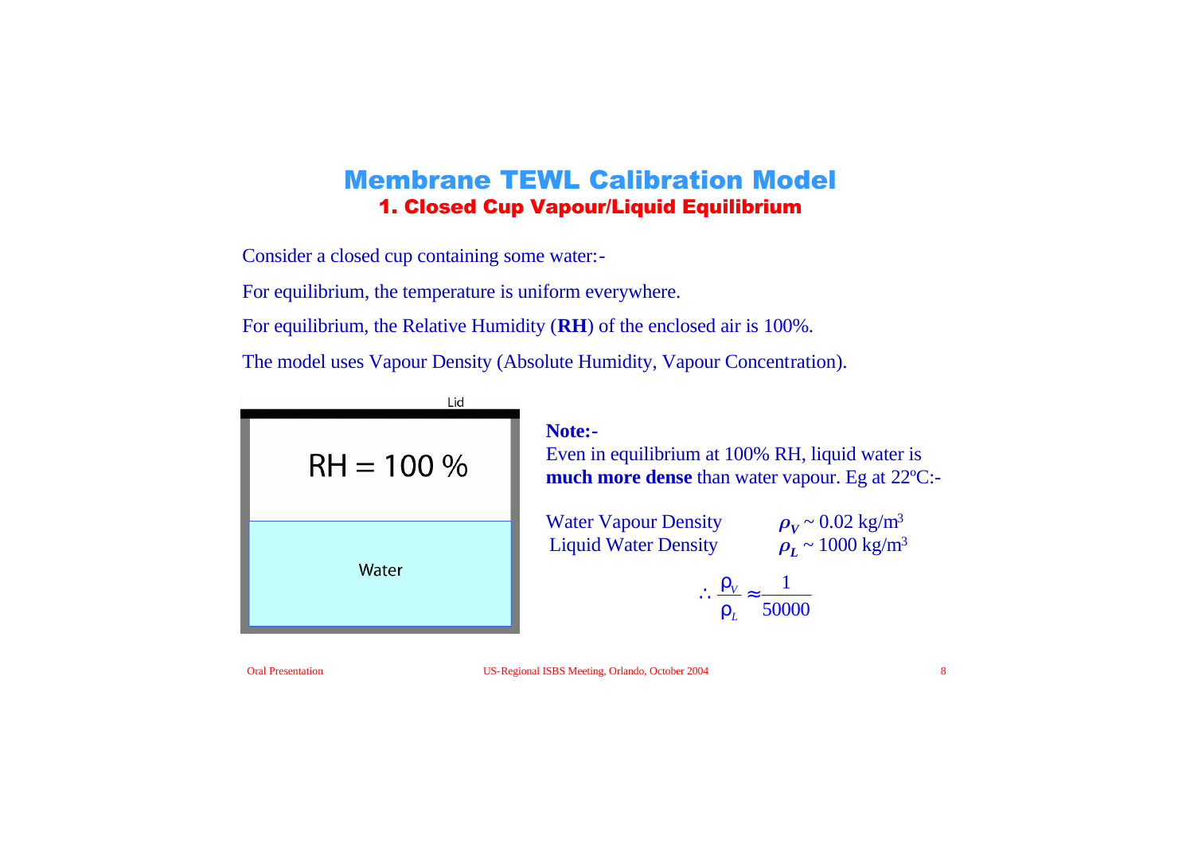# Membrane TEWL Calibration Model

## 1. Closed Cup Vapour/Liquid Equilibrium

Consider a closed cup containing some water:-

For equilibrium, the temperature is uniform everywhere.

For equilibrium, the Relative Humidity (**RH**) of the enclosed air is 100%.

The model uses Vapour Density (Absolute Humidity, Vapour Concentration).

Lid

RH = 100 %

Water

**Note:-**
Even in equilibrium at 100% RH, liquid water is **much more dense** than water vapour. Eg at 22ºC:-

Water Vapour Density $\rho_V \sim 0.02$ kg/m$^3$
Liquid Water Density $\rho_L \sim 1000$ kg/m$^3$

$$\therefore \frac{\rho_V}{\rho_L} \approx \frac{1}{50000}$$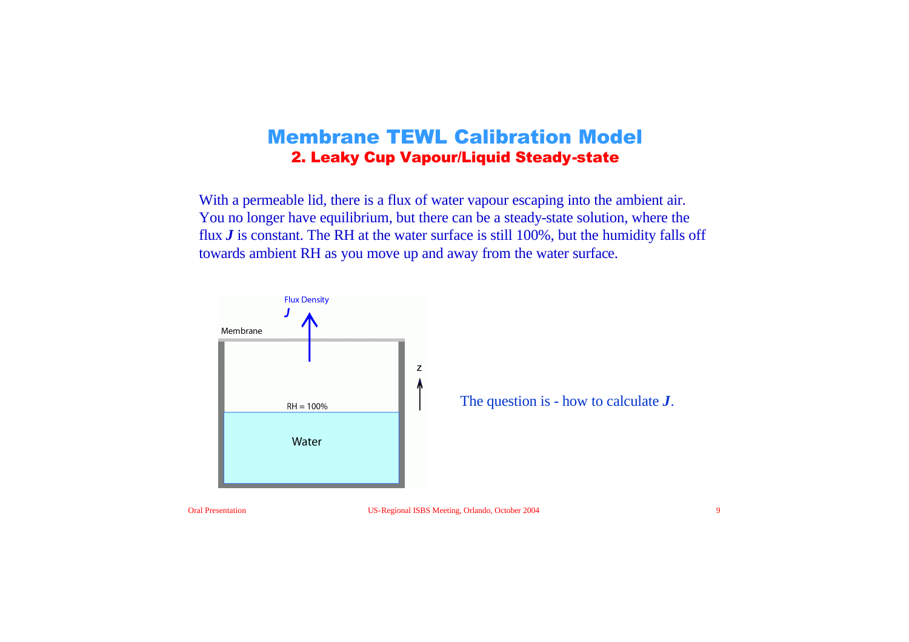# Membrane TEWL Calibration Model

## 2. Leaky Cup Vapour/Liquid Steady-state

With a permeable lid, there is a flux of water vapour escaping into the ambient air. You no longer have equilibrium, but there can be a steady-state solution, where the flux ***J*** is constant. The RH at the water surface is still 100%, but the humidity falls off towards ambient RH as you move up and away from the water surface.

Flux Density

*J*

Membrane

z

RH = 100%

Water

The question is - how to calculate ***J***.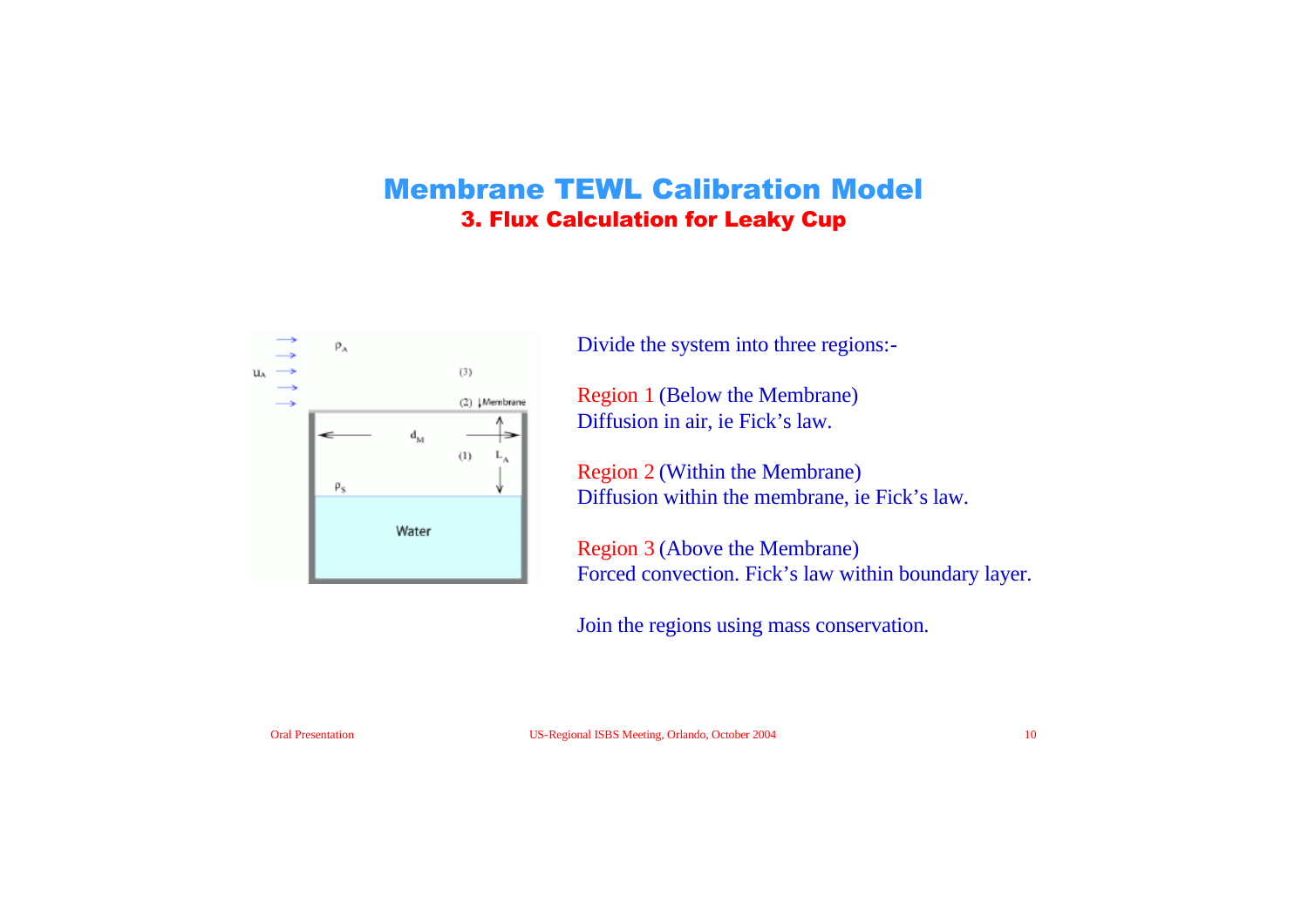# Membrane TEWL Calibration Model

## 3. Flux Calculation for Leaky Cup

Divide the system into three regions:-

Region 1 (Below the Membrane)
Diffusion in air, ie Fick's law.

Region 2 (Within the Membrane)
Diffusion within the membrane, ie Fick's law.

Region 3 (Above the Membrane)
Forced convection. Fick's law within boundary layer.

Join the regions using mass conservation.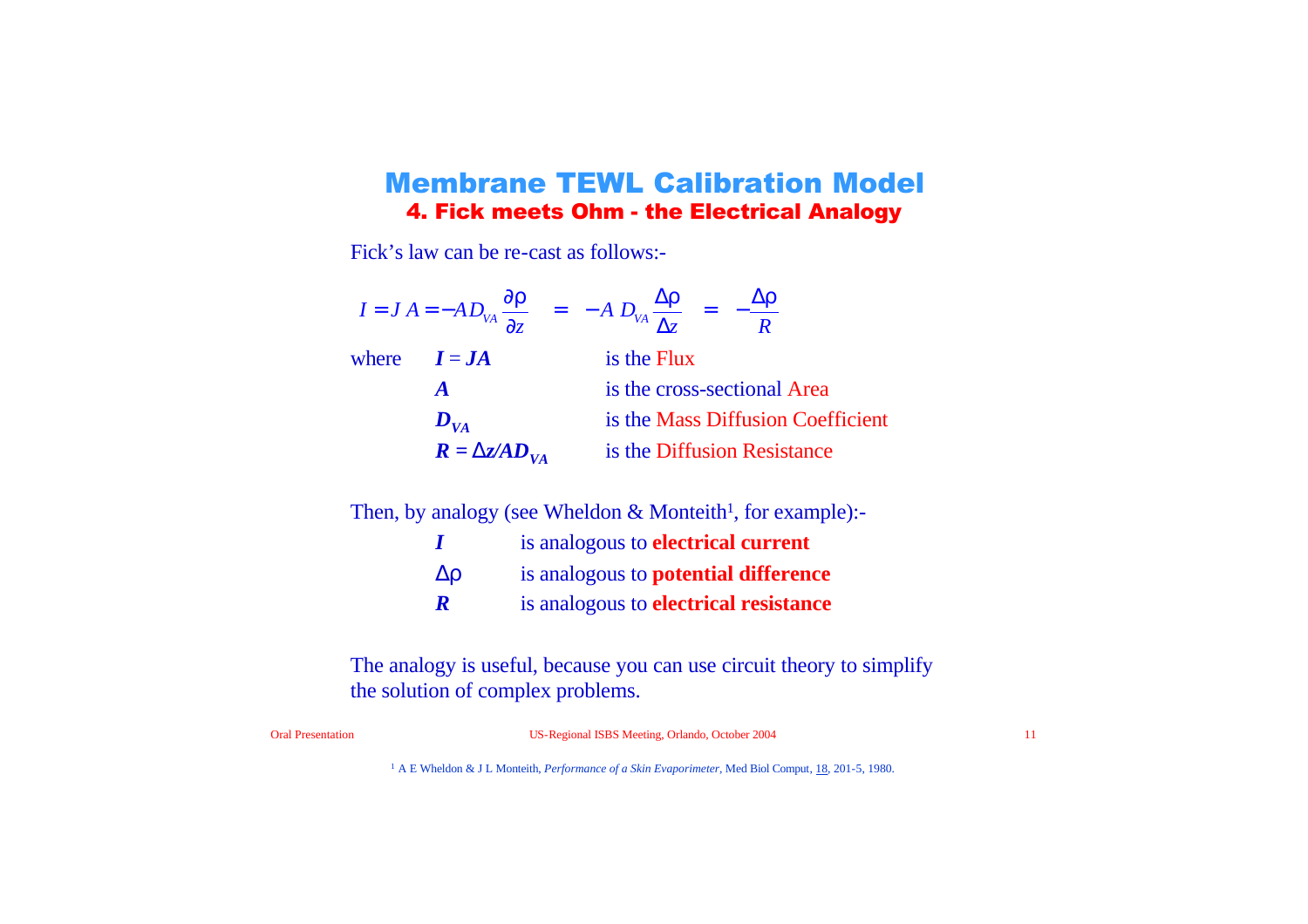# Membrane TEWL Calibration Model

## 4. Fick meets Ohm - the Electrical Analogy

Fick's law can be re-cast as follows:-

$$I = J\,A = -AD_{VA}\frac{\partial \rho}{\partial z} \quad = \quad -A\,D_{VA}\frac{\Delta \rho}{\Delta z} \quad = \quad -\frac{\Delta \rho}{R}$$

where

| | |
|---|---|
| $I = JA$ | is the Flux |
| $A$ | is the cross-sectional Area |
| $D_{VA}$ | is the Mass Diffusion Coefficient |
| $R = \Delta z / AD_{VA}$ | is the Diffusion Resistance |

Then, by analogy (see Wheldon & Monteith[1], for example):-

| | |
|---|---|
| $I$ | is analogous to **electrical current** |
| $\Delta \rho$ | is analogous to **potential difference** |
| $R$ | is analogous to **electrical resistance** |

The analogy is useful, because you can use circuit theory to simplify the solution of complex problems.

[1] A E Wheldon & J L Monteith, *Performance of a Skin Evaporimeter*, Med Biol Comput, 18, 201-5, 1980.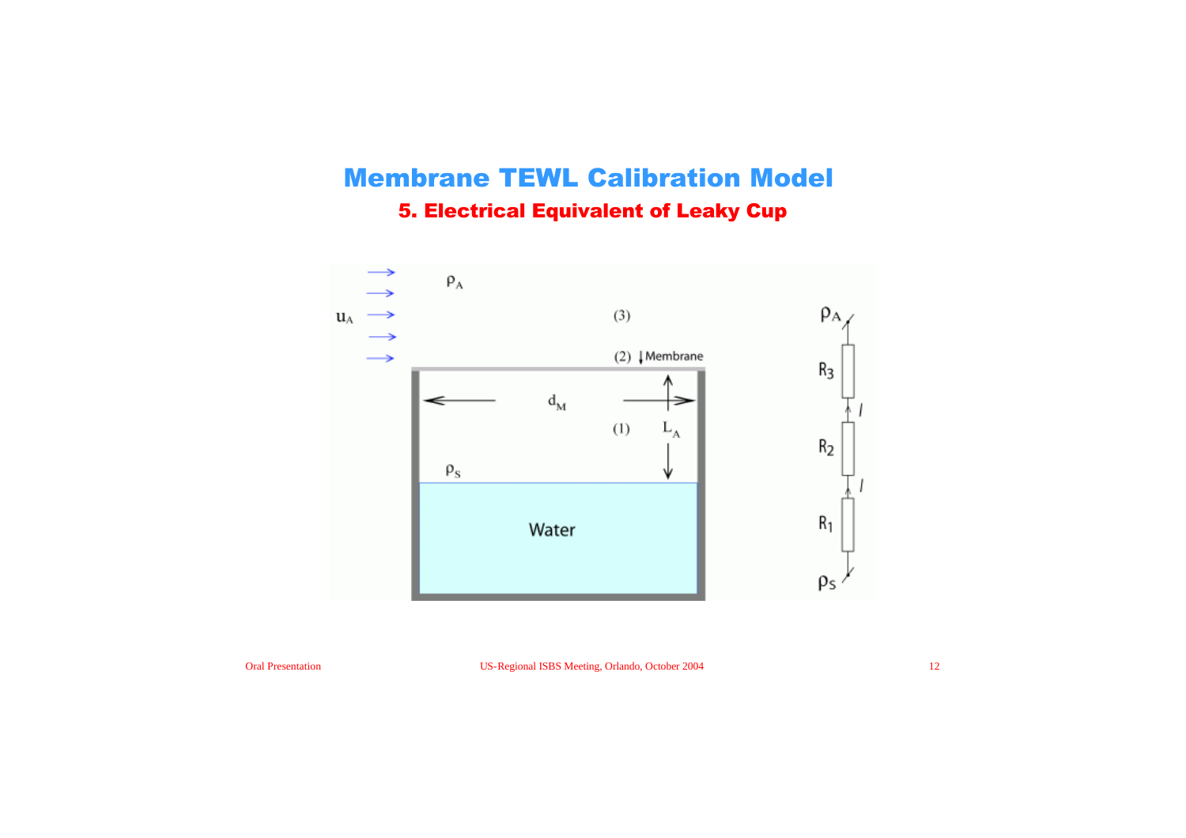# Membrane TEWL Calibration Model

## 5. Electrical Equivalent of Leaky Cup

$\rho_A$

$u_A$

(3)

(2) Membrane

$d_M$

(1) $L_A$

$\rho_S$

Water

$\rho_A$

$R_3$

$I$

$R_2$

$I$

$R_1$

$\rho_S$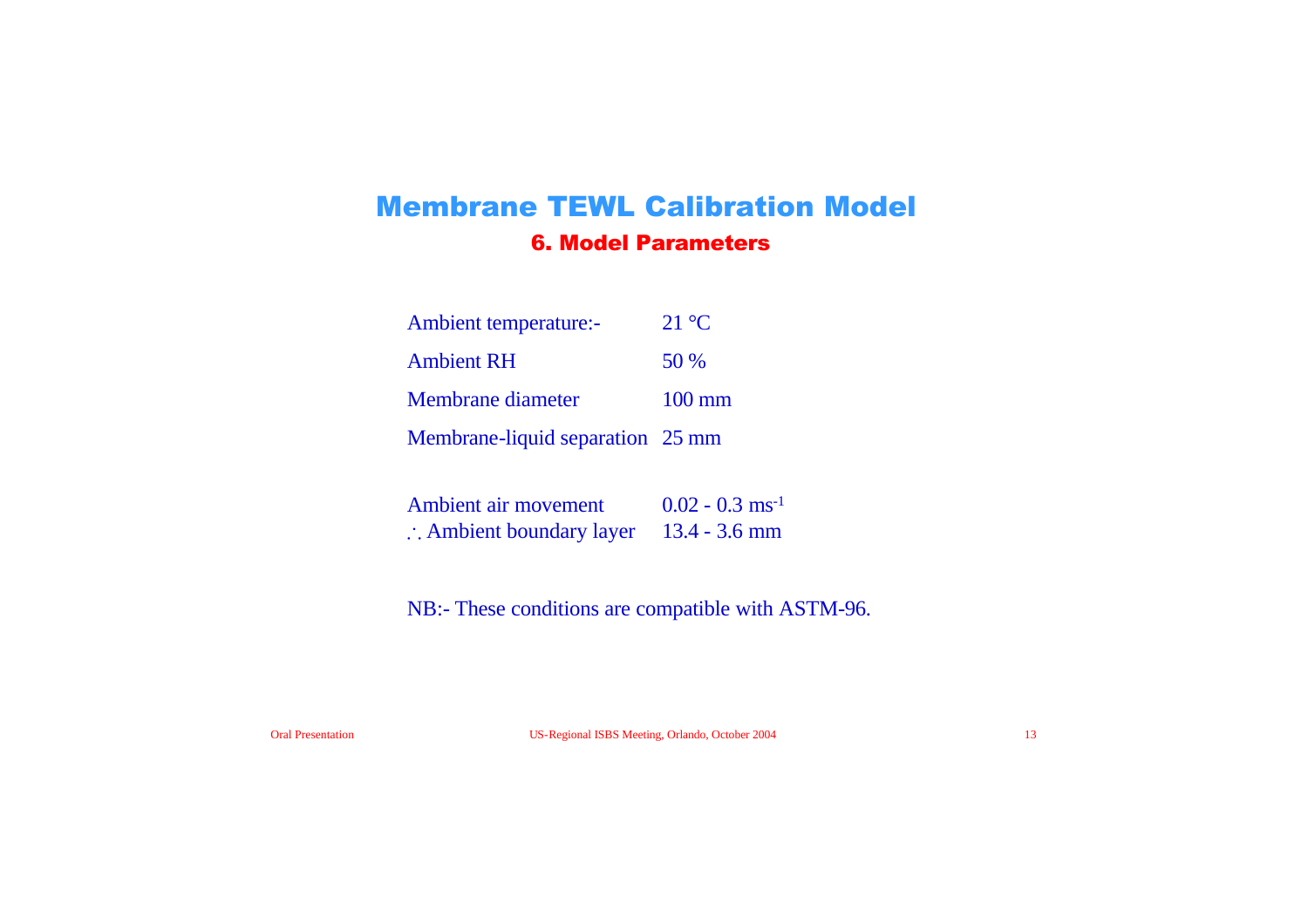# Membrane TEWL Calibration Model

## 6. Model Parameters

| | |
|---|---|
| Ambient temperature:- | 21 °C |
| Ambient RH | 50 % |
| Membrane diameter | 100 mm |
| Membrane-liquid separation | 25 mm |

| | |
|---|---|
| Ambient air movement | 0.02 - 0.3 $ms^{-1}$ |
| ∴ Ambient boundary layer | 13.4 - 3.6 mm |

NB:- These conditions are compatible with ASTM-96.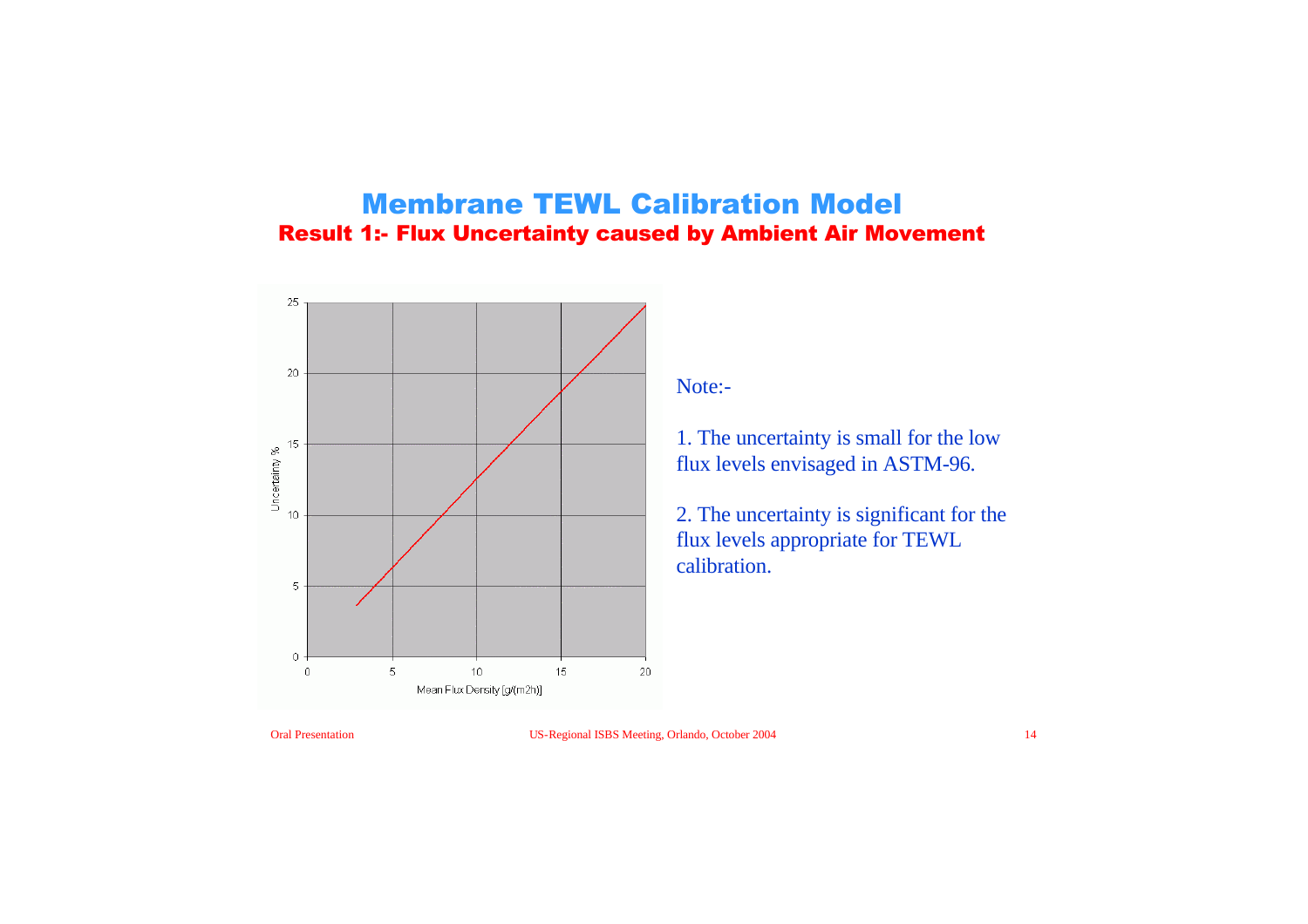# Membrane TEWL Calibration Model

## Result 1:- Flux Uncertainty caused by Ambient Air Movement

Uncertainty %

Mean Flux Density [g/(m2h)]

Note:-

1. The uncertainty is small for the low flux levels envisaged in ASTM-96.

2. The uncertainty is significant for the flux levels appropriate for TEWL calibration.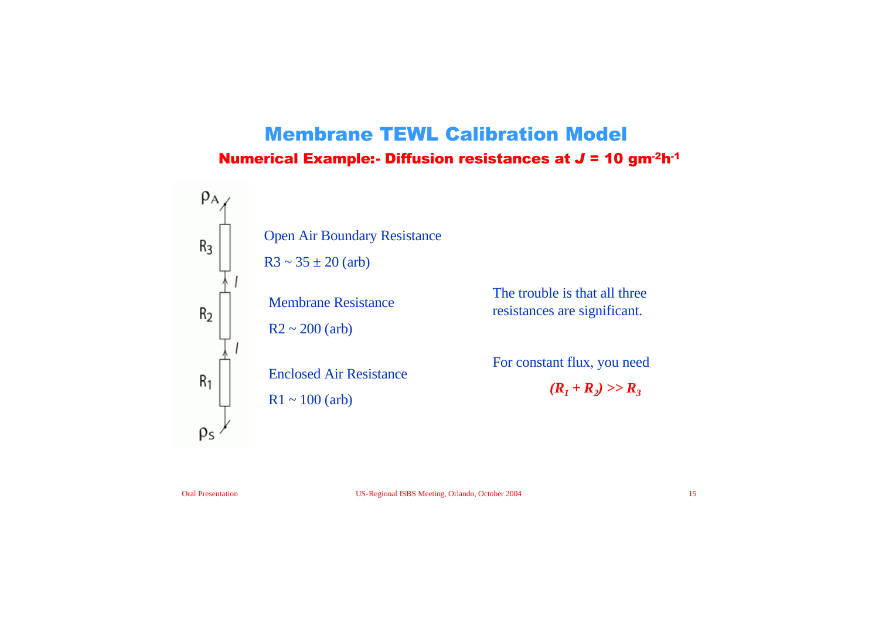# Membrane TEWL Calibration Model

## Numerical Example:- Diffusion resistances at $J$ = 10 gm$^{-2}$h$^{-1}$

Open Air Boundary Resistance

R3 ~ 35 ± 20 (arb)

Membrane Resistance

R2 ~ 200 (arb)

Enclosed Air Resistance

R1 ~ 100 (arb)

The trouble is that all three resistances are significant.

For constant flux, you need

$$(R_1 + R_2) >> R_3$$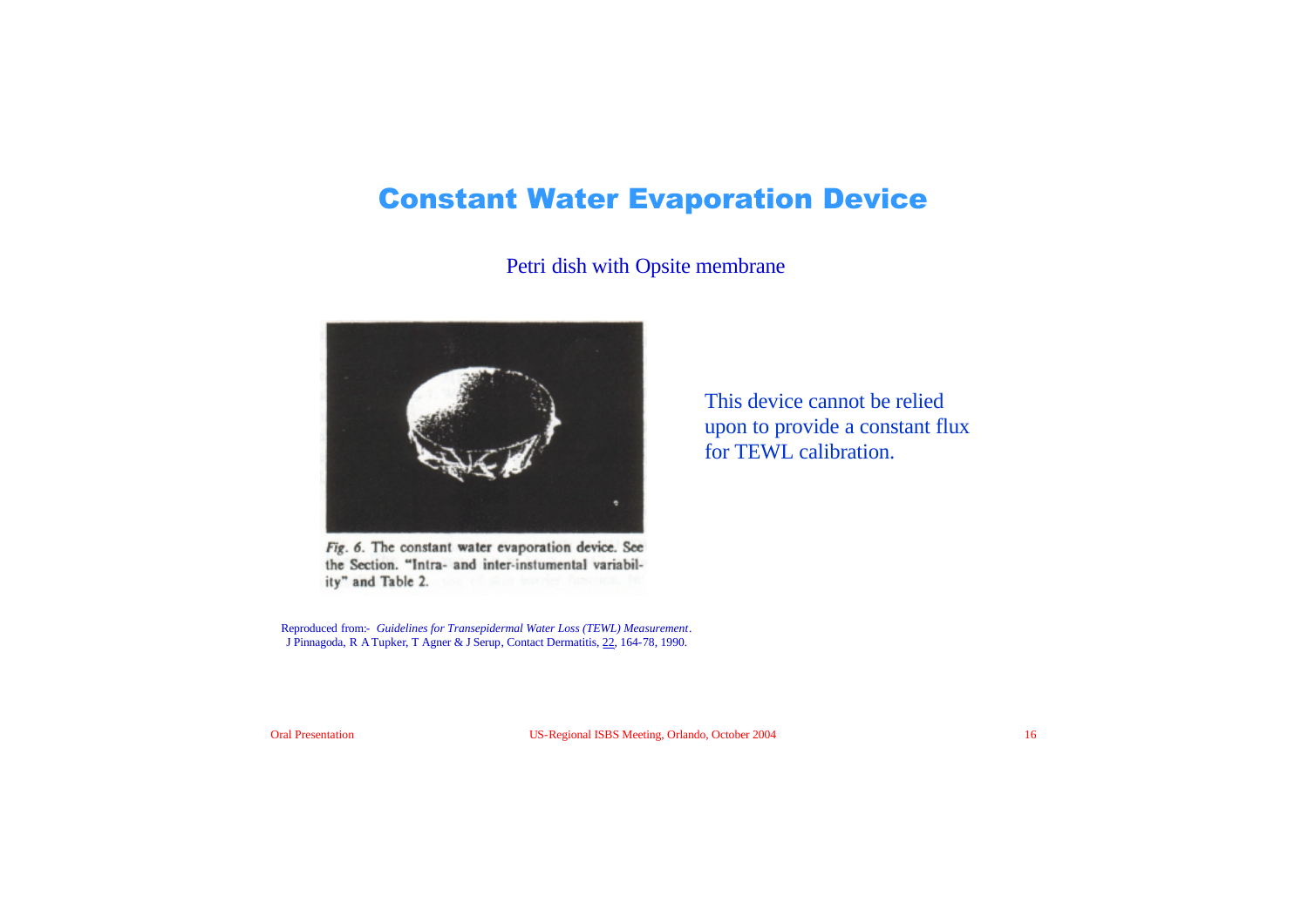# Constant Water Evaporation Device

Petri dish with Opsite membrane

*Fig. 6.* The constant water evaporation device. See the Section. "Intra- and inter-instumental variability" and Table 2.

This device cannot be relied upon to provide a constant flux for TEWL calibration.

Reproduced from:- *Guidelines for Transepidermal Water Loss (TEWL) Measurement*. J Pinnagoda, R A Tupker, T Agner & J Serup, Contact Dermatitis, 22, 164-78, 1990.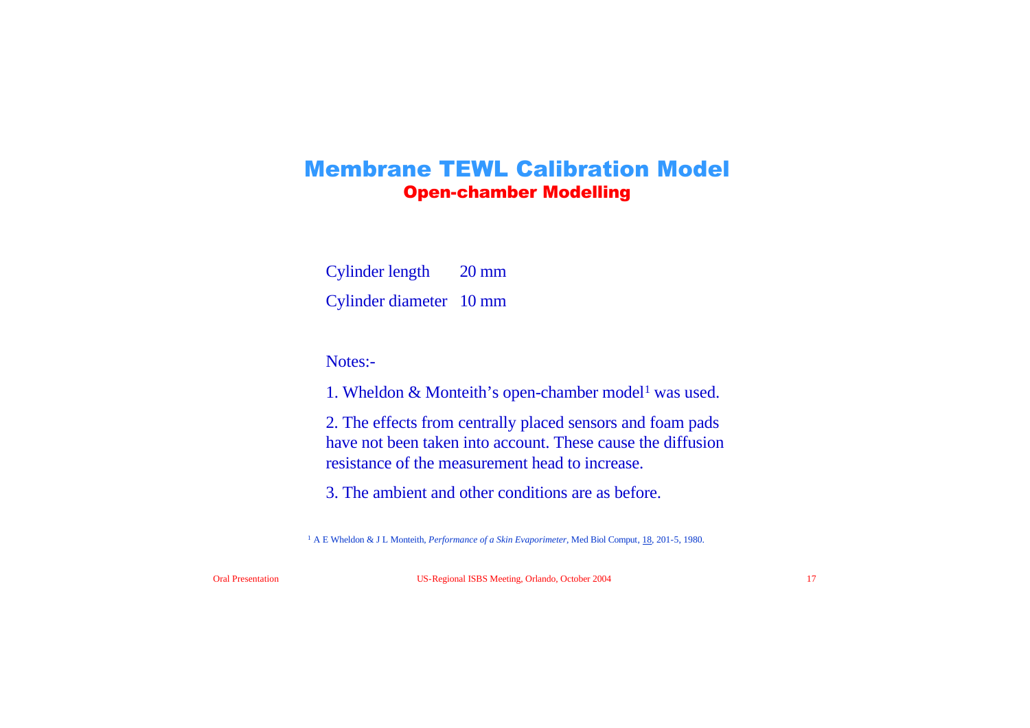# Membrane TEWL Calibration Model

## Open-chamber Modelling

| | |
|---|---|
| Cylinder length | 20 mm |
| Cylinder diameter | 10 mm |

Notes:-

1. Wheldon & Monteith's open-chamber model[1] was used.

2. The effects from centrally placed sensors and foam pads have not been taken into account. These cause the diffusion resistance of the measurement head to increase.

3. The ambient and other conditions are as before.

[1] A E Wheldon & J L Monteith, *Performance of a Skin Evaporimeter*, Med Biol Comput, 18, 201-5, 1980.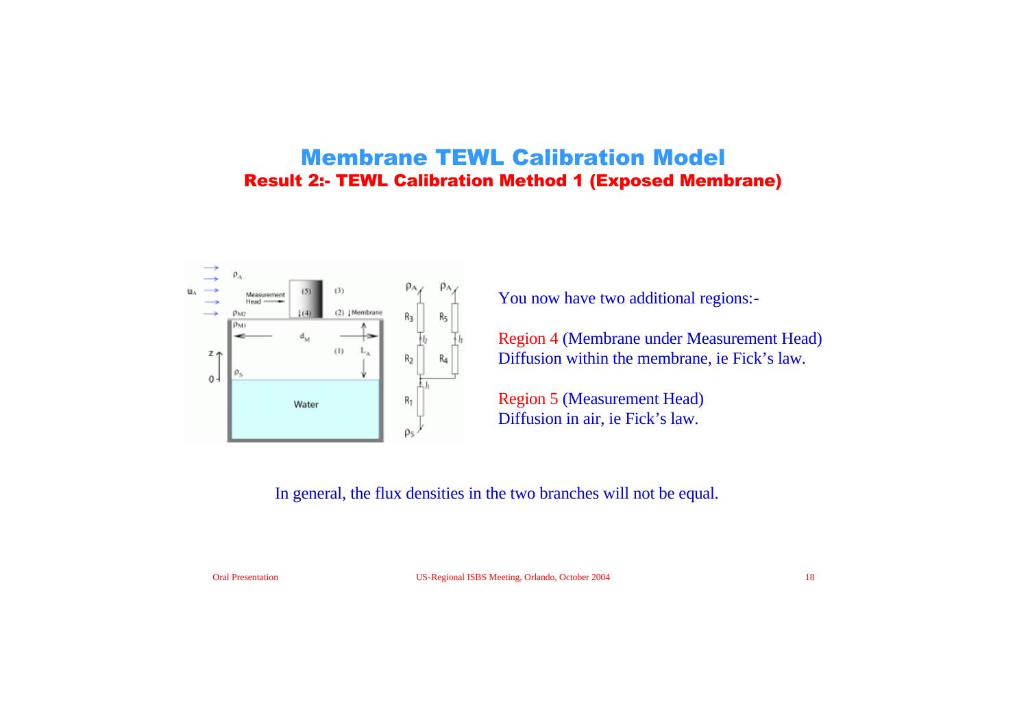# Membrane TEWL Calibration Model

## Result 2:- TEWL Calibration Method 1 (Exposed Membrane)

You now have two additional regions:-

Region 4 (Membrane under Measurement Head)
Diffusion within the membrane, ie Fick's law.

Region 5 (Measurement Head)
Diffusion in air, ie Fick's law.

In general, the flux densities in the two branches will not be equal.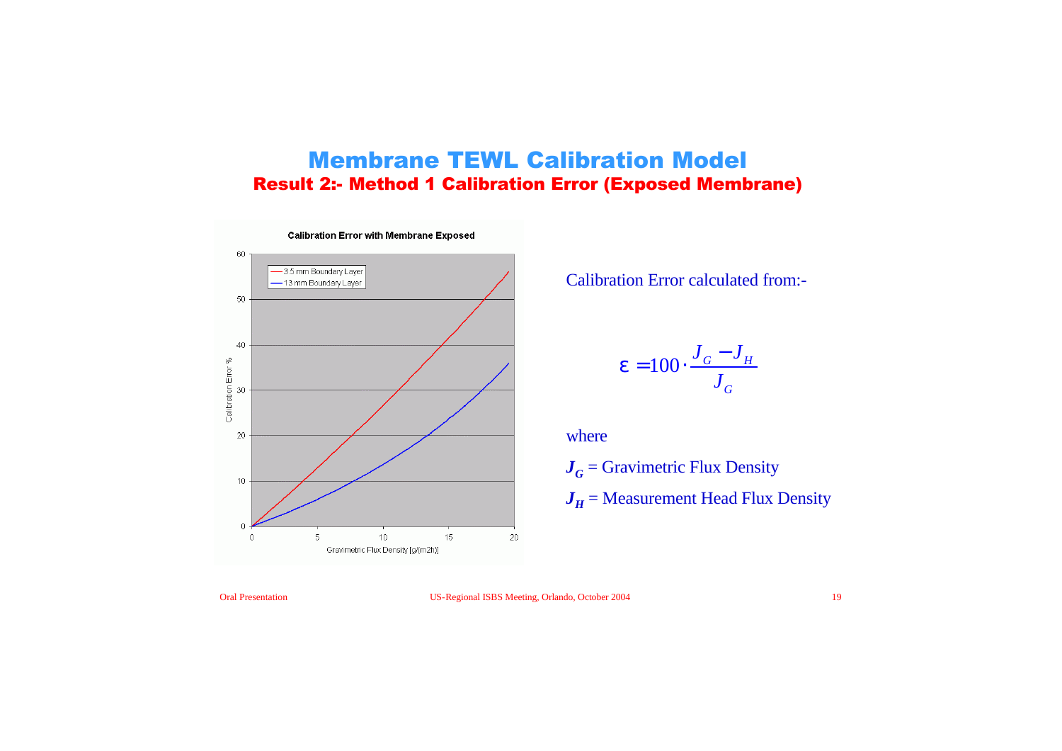# Membrane TEWL Calibration Model

## Result 2:- Method 1 Calibration Error (Exposed Membrane)

**Calibration Error with Membrane Exposed**

Calibration Error calculated from:-

$$\varepsilon = 100 \cdot \frac{J_G - J_H}{J_G}$$

where

$J_G$ = Gravimetric Flux Density

$J_H$ = Measurement Head Flux Density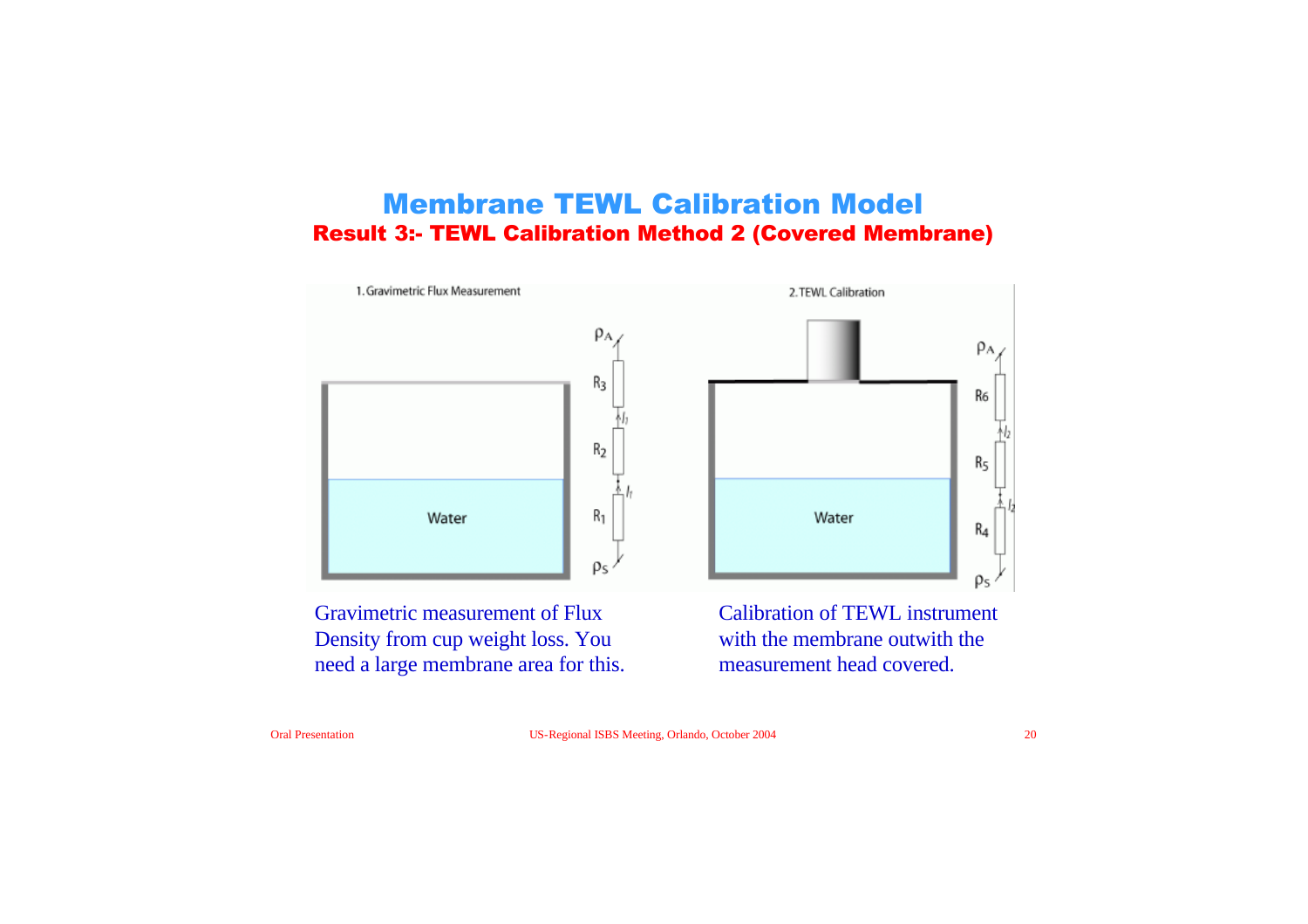# Membrane TEWL Calibration Model

## Result 3:- TEWL Calibration Method 2 (Covered Membrane)

1. Gravimetric Flux Measurement

2. TEWL Calibration

Gravimetric measurement of Flux Density from cup weight loss. You need a large membrane area for this.

Calibration of TEWL instrument with the membrane outwith the measurement head covered.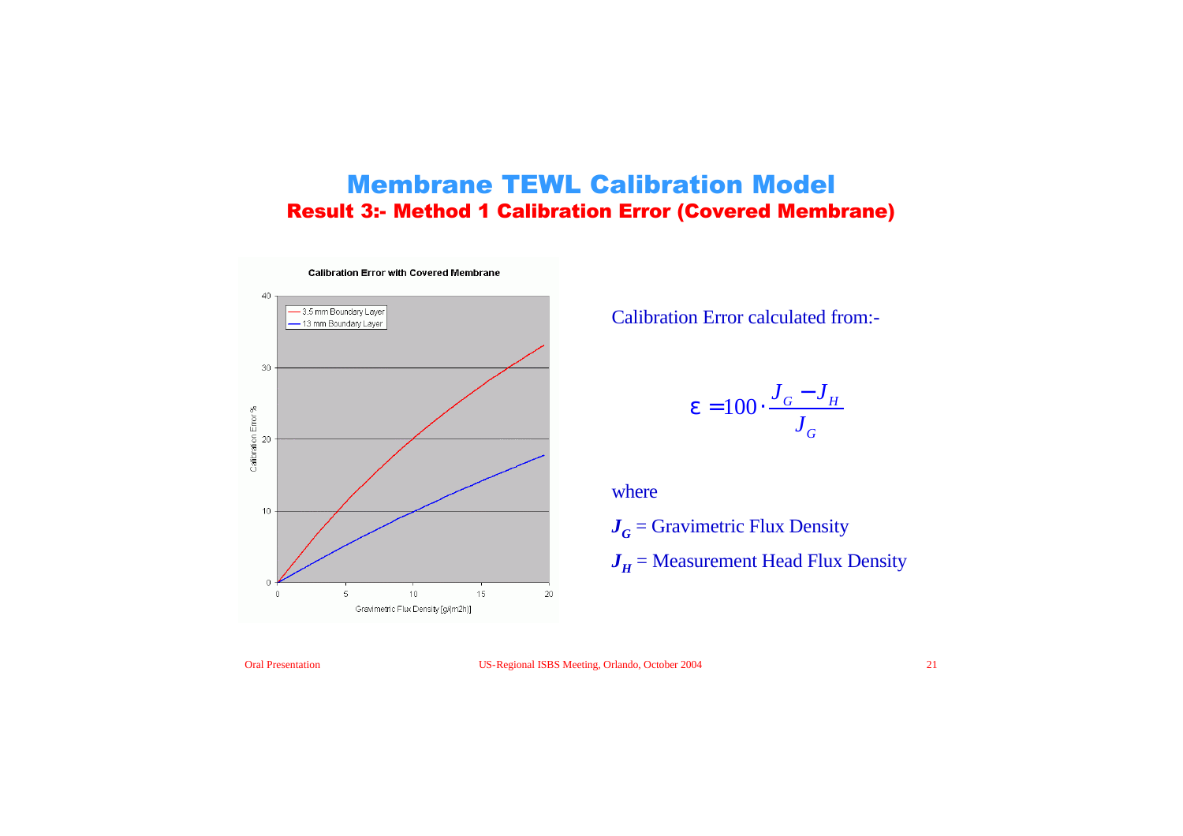# Membrane TEWL Calibration Model

## Result 3:- Method 1 Calibration Error (Covered Membrane)

**Calibration Error with Covered Membrane**

Calibration Error calculated from:-

$$\varepsilon = 100 \cdot \frac{J_G - J_H}{J_G}$$

where

$J_G$ = Gravimetric Flux Density

$J_H$ = Measurement Head Flux Density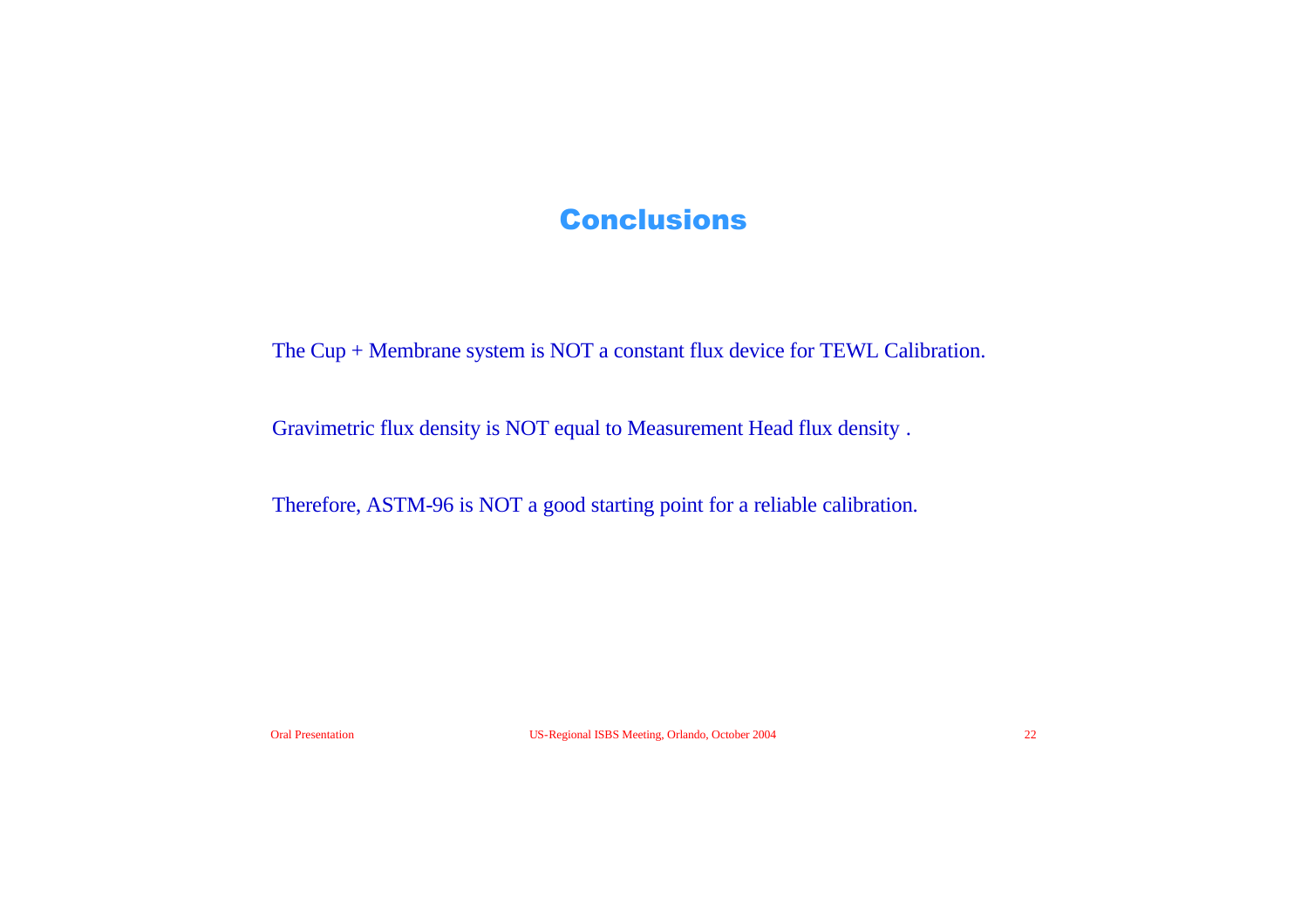# Conclusions

The Cup + Membrane system is NOT a constant flux device for TEWL Calibration.

Gravimetric flux density is NOT equal to Measurement Head flux density .

Therefore, ASTM-96 is NOT a good starting point for a reliable calibration.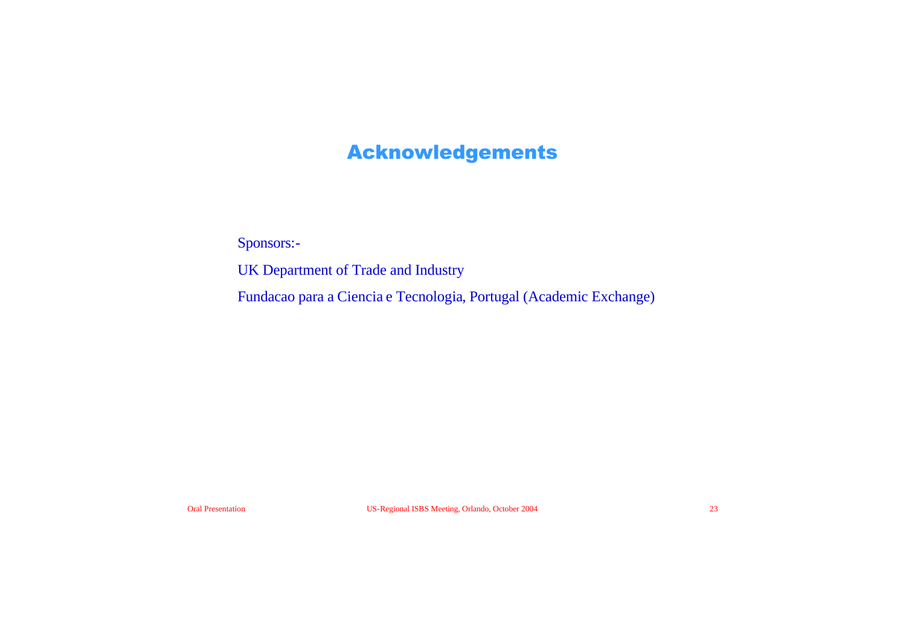# Acknowledgements

Sponsors:-

UK Department of Trade and Industry

Fundacao para a Ciencia e Tecnologia, Portugal (Academic Exchange)